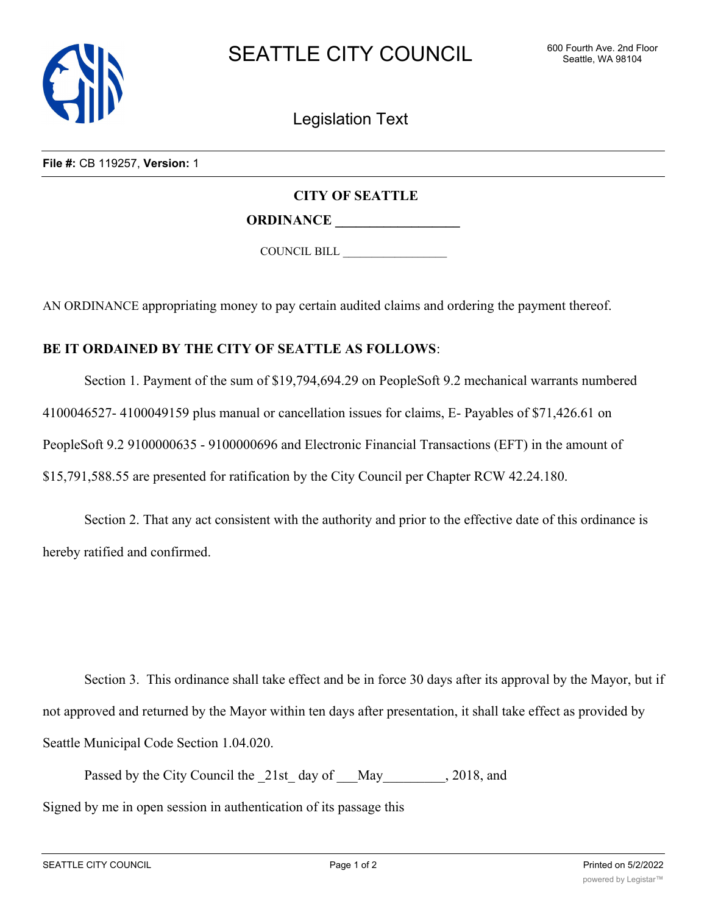SEATTLE CITY COUNCIL

600 Fourth Ave. 2nd Floor
Seattle, WA 98104

Legislation Text

**File #:** CB 119257, **Version:** 1

**CITY OF SEATTLE**

**ORDINANCE \_\_\_\_\_\_\_\_\_\_\_\_\_\_\_\_\_\_**

COUNCIL BILL \_\_\_\_\_\_\_\_\_\_\_\_\_\_\_\_\_\_

AN ORDINANCE appropriating money to pay certain audited claims and ordering the payment thereof.

**BE IT ORDAINED BY THE CITY OF SEATTLE AS FOLLOWS**:

Section 1. Payment of the sum of $19,794,694.29 on PeopleSoft 9.2 mechanical warrants numbered 4100046527- 4100049159 plus manual or cancellation issues for claims, E- Payables of $71,426.61 on PeopleSoft 9.2 9100000635 - 9100000696 and Electronic Financial Transactions (EFT) in the amount of $15,791,588.55 are presented for ratification by the City Council per Chapter RCW 42.24.180.

Section 2. That any act consistent with the authority and prior to the effective date of this ordinance is hereby ratified and confirmed.

Section 3. This ordinance shall take effect and be in force 30 days after its approval by the Mayor, but if not approved and returned by the Mayor within ten days after presentation, it shall take effect as provided by Seattle Municipal Code Section 1.04.020.

Passed by the City Council the \_21st\_ day of \_\_\_May\_\_\_\_\_\_\_\_\_, 2018, and

Signed by me in open session in authentication of its passage this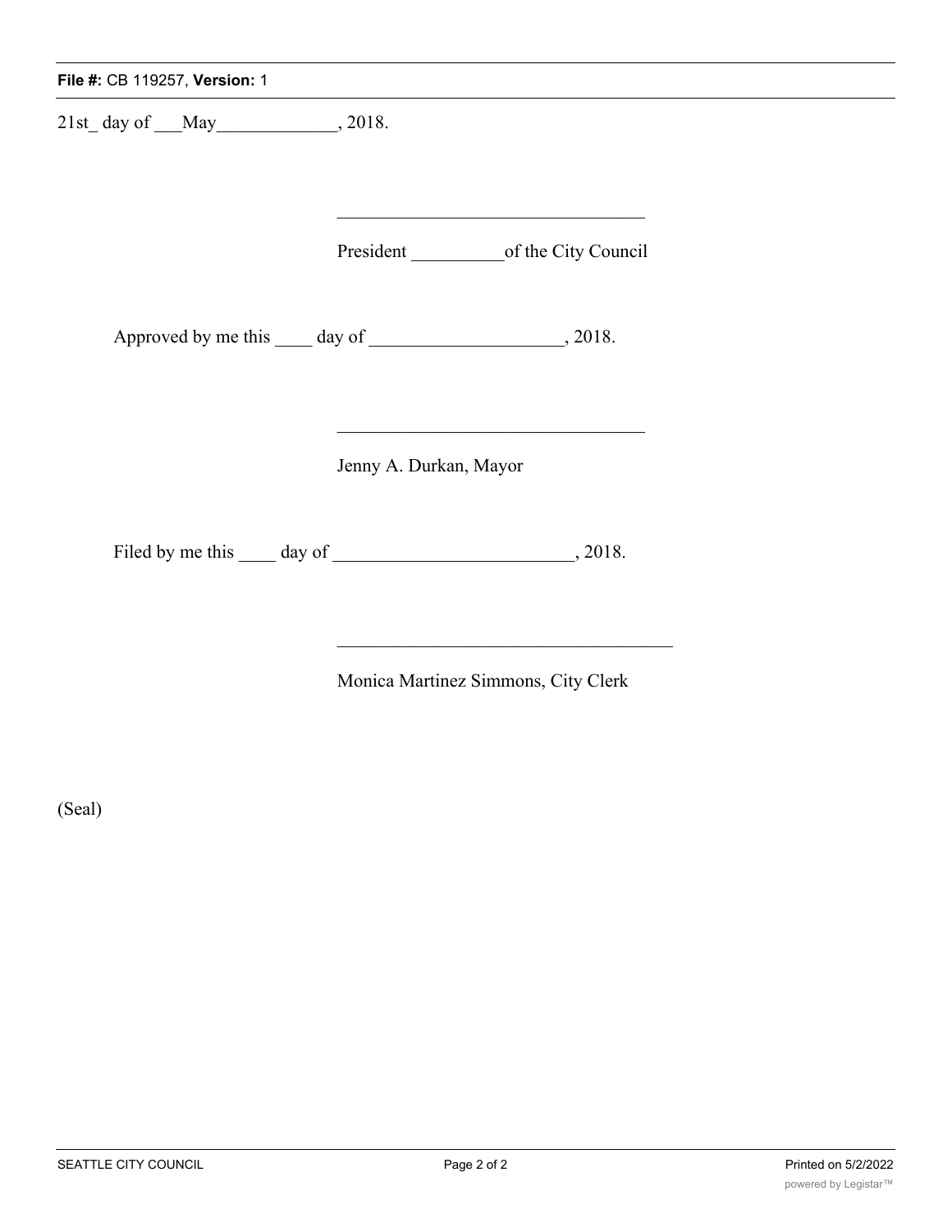21st_ day of ___May_____________, 2018.

_________________________________

President __________of the City Council

Approved by me this ____ day of _____________________, 2018.

_________________________________

Jenny A. Durkan, Mayor

Filed by me this ____ day of __________________________, 2018.

____________________________________

Monica Martinez Simmons, City Clerk

(Seal)